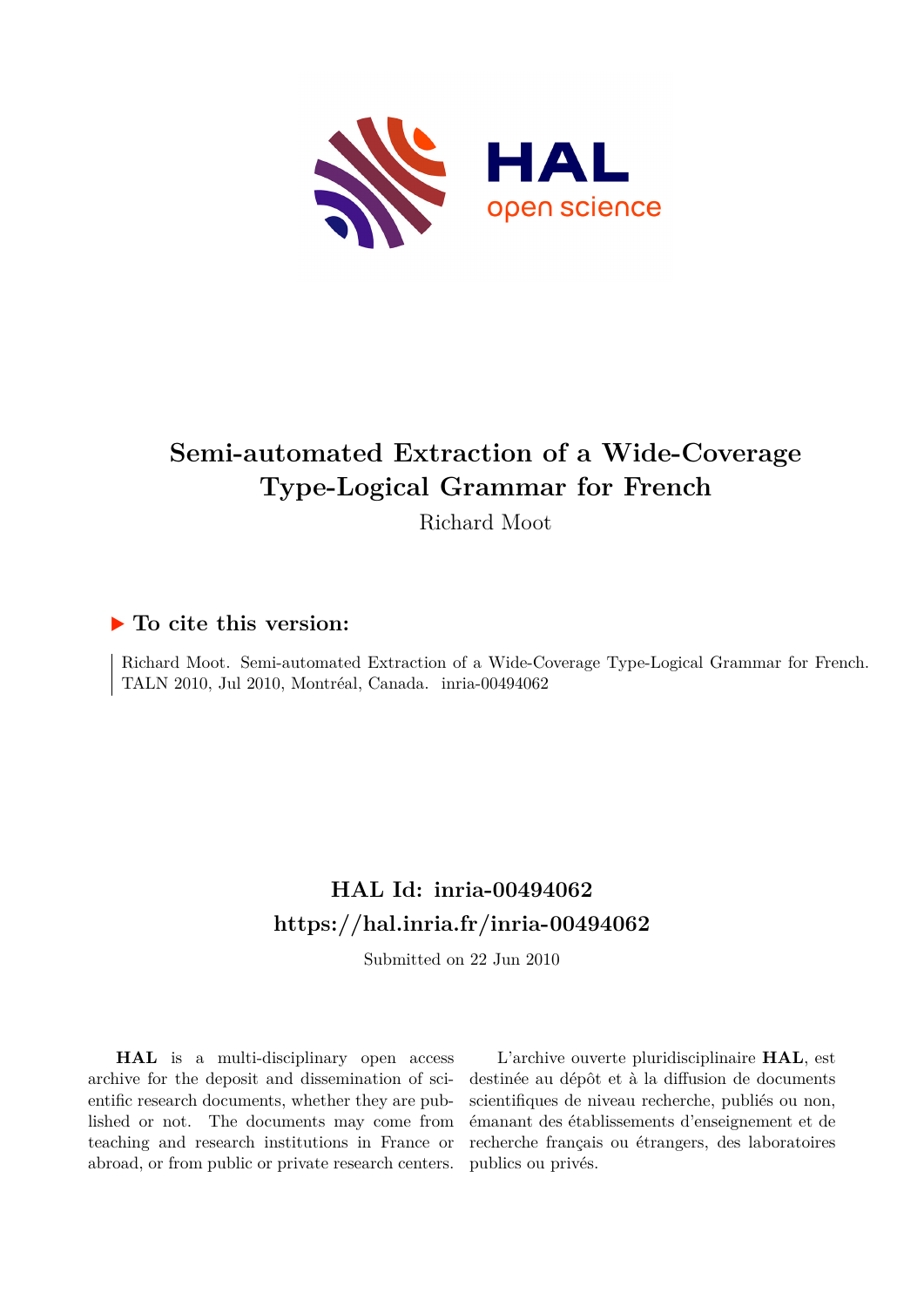# Semi-automated Extraction of a Wide-Coverage Type-Logical Grammar for French

Richard Moot

### To cite this version:

Richard Moot. Semi-automated Extraction of a Wide-Coverage Type-Logical Grammar for French. TALN 2010, Jul 2010, Montréal, Canada. inria-00494062

## HAL Id: inria-00494062

## https://hal.inria.fr/inria-00494062

Submitted on 22 Jun 2010

**HAL** is a multi-disciplinary open access archive for the deposit and dissemination of scientific research documents, whether they are published or not. The documents may come from teaching and research institutions in France or abroad, or from public or private research centers.

L'archive ouverte pluridisciplinaire **HAL**, est destinée au dépôt et à la diffusion de documents scientifiques de niveau recherche, publiés ou non, émanant des établissements d'enseignement et de recherche français ou étrangers, des laboratoires publics ou privés.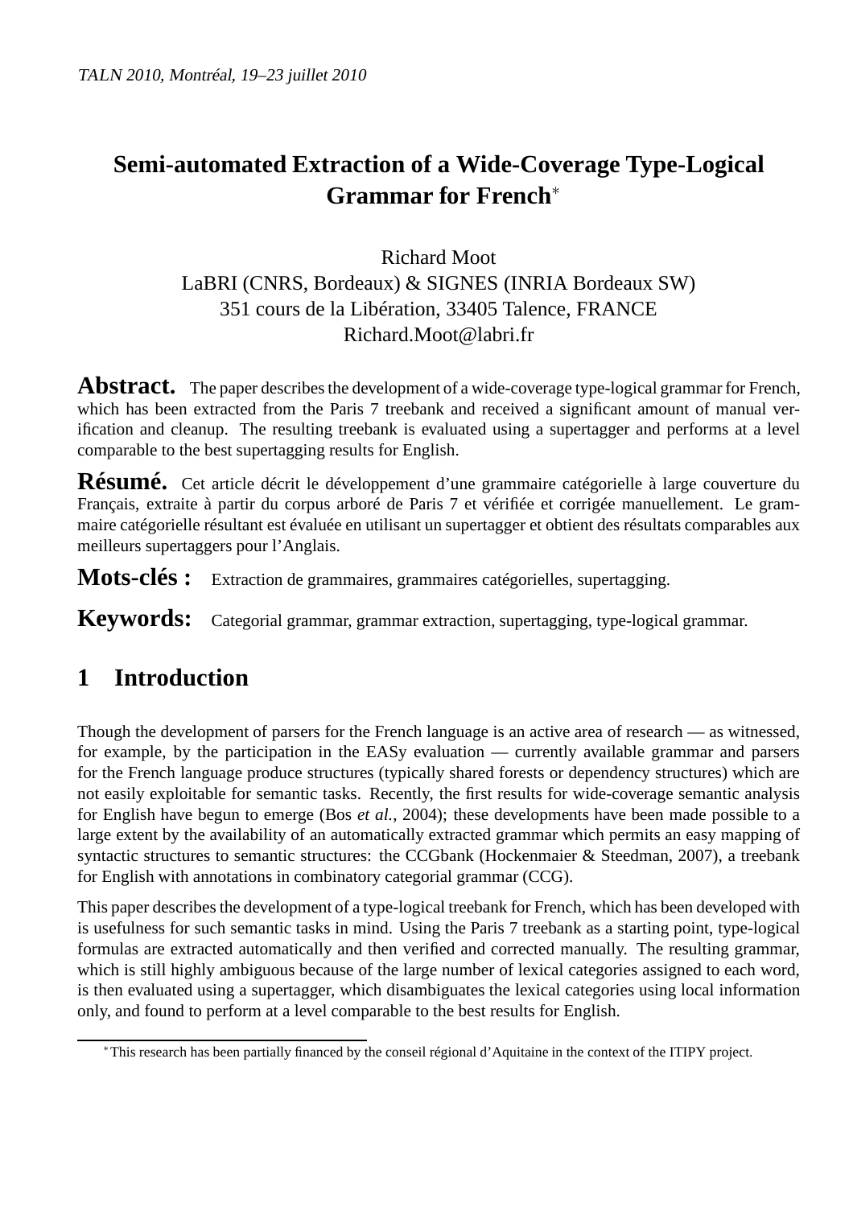# Semi-automated Extraction of a Wide-Coverage Type-Logical Grammar for French*

Richard Moot
LaBRI (CNRS, Bordeaux) & SIGNES (INRIA Bordeaux SW)
351 cours de la Libération, 33405 Talence, FRANCE
Richard.Moot@labri.fr

**Abstract.** The paper describes the development of a wide-coverage type-logical grammar for French, which has been extracted from the Paris 7 treebank and received a significant amount of manual verification and cleanup. The resulting treebank is evaluated using a supertagger and performs at a level comparable to the best supertagging results for English.

**Résumé.** Cet article décrit le développement d'une grammaire catégorielle à large couverture du Français, extraite à partir du corpus arboré de Paris 7 et vérifiée et corrigée manuellement. Le grammaire catégorielle résultant est évaluée en utilisant un supertagger et obtient des résultats comparables aux meilleurs supertaggers pour l'Anglais.

**Mots-clés :** Extraction de grammaires, grammaires catégorielles, supertagging.

**Keywords:** Categorial grammar, grammar extraction, supertagging, type-logical grammar.

## 1 Introduction

Though the development of parsers for the French language is an active area of research — as witnessed, for example, by the participation in the EASy evaluation — currently available grammar and parsers for the French language produce structures (typically shared forests or dependency structures) which are not easily exploitable for semantic tasks. Recently, the first results for wide-coverage semantic analysis for English have begun to emerge (Bos *et al.*, 2004); these developments have been made possible to a large extent by the availability of an automatically extracted grammar which permits an easy mapping of syntactic structures to semantic structures: the CCGbank (Hockenmaier & Steedman, 2007), a treebank for English with annotations in combinatory categorial grammar (CCG).

This paper describes the development of a type-logical treebank for French, which has been developed with is usefulness for such semantic tasks in mind. Using the Paris 7 treebank as a starting point, type-logical formulas are extracted automatically and then verified and corrected manually. The resulting grammar, which is still highly ambiguous because of the large number of lexical categories assigned to each word, is then evaluated using a supertagger, which disambiguates the lexical categories using local information only, and found to perform at a level comparable to the best results for English.

*This research has been partially financed by the conseil régional d'Aquitaine in the context of the ITIPY project.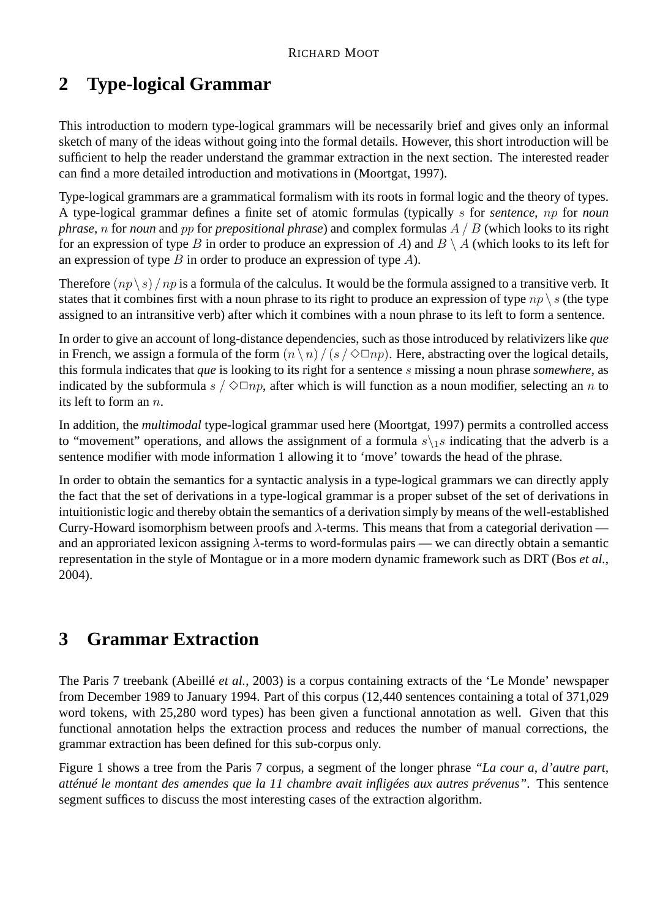## 2 Type-logical Grammar

This introduction to modern type-logical grammars will be necessarily brief and gives only an informal sketch of many of the ideas without going into the formal details. However, this short introduction will be sufficient to help the reader understand the grammar extraction in the next section. The interested reader can find a more detailed introduction and motivations in (Moortgat, 1997).

Type-logical grammars are a grammatical formalism with its roots in formal logic and the theory of types. A type-logical grammar defines a finite set of atomic formulas (typically $s$ for *sentence*, $np$ for *noun phrase*, $n$ for *noun* and $pp$ for *prepositional phrase*) and complex formulas $A \,/\, B$ (which looks to its right for an expression of type $B$ in order to produce an expression of $A$) and $B \setminus A$ (which looks to its left for an expression of type $B$ in order to produce an expression of type $A$).

Therefore $(np \setminus s) \,/\, np$ is a formula of the calculus. It would be the formula assigned to a transitive verb. It states that it combines first with a noun phrase to its right to produce an expression of type $np \setminus s$ (the type assigned to an intransitive verb) after which it combines with a noun phrase to its left to form a sentence.

In order to give an account of long-distance dependencies, such as those introduced by relativizers like *que* in French, we assign a formula of the form $(n \setminus n) \,/\, (s \,/\, \Diamond\Box np)$. Here, abstracting over the logical details, this formula indicates that *que* is looking to its right for a sentence $s$ missing a noun phrase *somewhere*, as indicated by the subformula $s \,/\, \Diamond\Box np$, after which is will function as a noun modifier, selecting an $n$ to its left to form an $n$.

In addition, the *multimodal* type-logical grammar used here (Moortgat, 1997) permits a controlled access to "movement" operations, and allows the assignment of a formula $s\setminus_1 s$ indicating that the adverb is a sentence modifier with mode information 1 allowing it to 'move' towards the head of the phrase.

In order to obtain the semantics for a syntactic analysis in a type-logical grammars we can directly apply the fact that the set of derivations in a type-logical grammar is a proper subset of the set of derivations in intuitionistic logic and thereby obtain the semantics of a derivation simply by means of the well-established Curry-Howard isomorphism between proofs and $\lambda$-terms. This means that from a categorial derivation — and an approriated lexicon assigning $\lambda$-terms to word-formulas pairs — we can directly obtain a semantic representation in the style of Montague or in a more modern dynamic framework such as DRT (Bos *et al.*, 2004).

## 3 Grammar Extraction

The Paris 7 treebank (Abeillé *et al.*, 2003) is a corpus containing extracts of the 'Le Monde' newspaper from December 1989 to January 1994. Part of this corpus (12,440 sentences containing a total of 371,029 word tokens, with 25,280 word types) has been given a functional annotation as well. Given that this functional annotation helps the extraction process and reduces the number of manual corrections, the grammar extraction has been defined for this sub-corpus only.

Figure 1 shows a tree from the Paris 7 corpus, a segment of the longer phrase *"La cour a, d'autre part, atténué le montant des amendes que la 11 chambre avait infligées aux autres prévenus"*. This sentence segment suffices to discuss the most interesting cases of the extraction algorithm.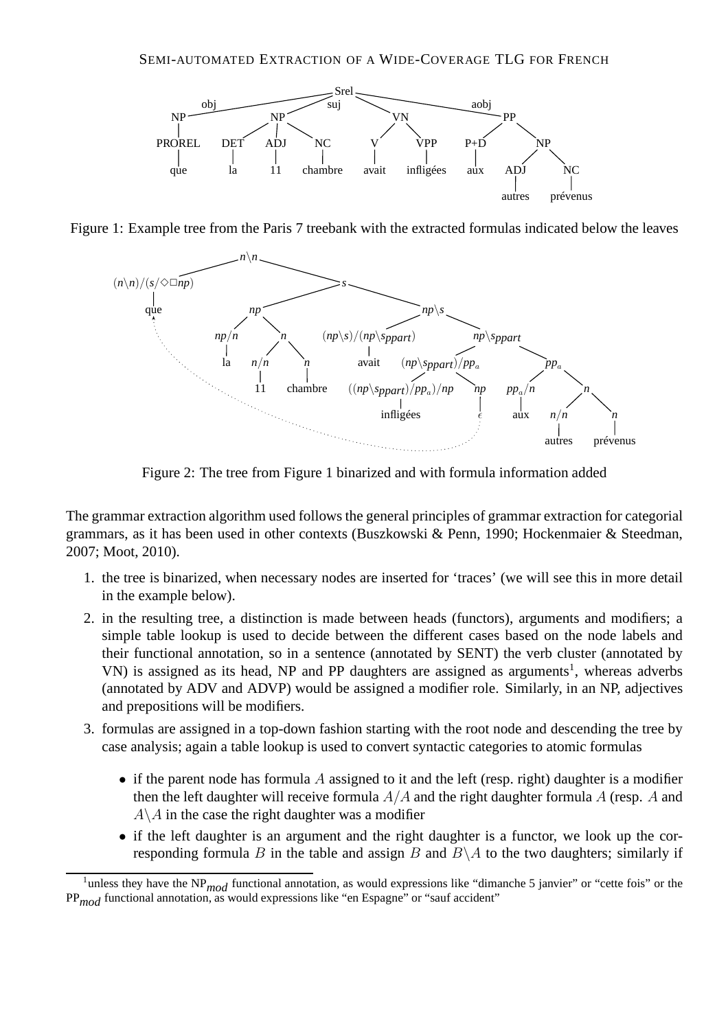Srel

obj — NP — PROREL — que

suj — NP — DET — la; ADJ — 11; NC — chambre

VN — V — avait; VPP — infligées

aobj — PP — P+D — aux; NP — ADJ — autres; NC — prévenus

Figure 1: Example tree from the Paris 7 treebank with the extracted formulas indicated below the leaves

$n\backslash n$

$(n\backslash n)/(s/\Diamond\Box np)$ — que

$s$

$np$ — $np/n$ — la; $n$ — $n/n$ — 11; $n$ — chambre

$np\backslash s$ — $(np\backslash s)/(np\backslash s_{ppart})$ — avait; $np\backslash s_{ppart}$

$(np\backslash s_{ppart})/pp_a$ — $((np\backslash s_{ppart})/pp_a)/np$ — infligées; $np$ — $\epsilon$

$pp_a$ — $pp_a/n$ — aux; $n$ — $n/n$ — autres; $n$ — prévenus

Figure 2: The tree from Figure 1 binarized and with formula information added

The grammar extraction algorithm used follows the general principles of grammar extraction for categorial grammars, as it has been used in other contexts (Buszkowski & Penn, 1990; Hockenmaier & Steedman, 2007; Moot, 2010).

1. the tree is binarized, when necessary nodes are inserted for 'traces' (we will see this in more detail in the example below).
2. in the resulting tree, a distinction is made between heads (functors), arguments and modifiers; a simple table lookup is used to decide between the different cases based on the node labels and their functional annotation, so in a sentence (annotated by SENT) the verb cluster (annotated by VN) is assigned as its head, NP and PP daughters are assigned as arguments[1], whereas adverbs (annotated by ADV and ADVP) would be assigned a modifier role. Similarly, in an NP, adjectives and prepositions will be modifiers.
3. formulas are assigned in a top-down fashion starting with the root node and descending the tree by case analysis; again a table lookup is used to convert syntactic categories to atomic formulas
   - if the parent node has formula $A$ assigned to it and the left (resp. right) daughter is a modifier then the left daughter will receive formula $A/A$ and the right daughter formula $A$ (resp. $A$ and $A\backslash A$ in the case the right daughter was a modifier
   - if the left daughter is an argument and the right daughter is a functor, we look up the corresponding formula $B$ in the table and assign $B$ and $B\backslash A$ to the two daughters; similarly if

[1]unless they have the NP$_{mod}$ functional annotation, as would expressions like "dimanche 5 janvier" or "cette fois" or the PP$_{mod}$ functional annotation, as would expressions like "en Espagne" or "sauf accident"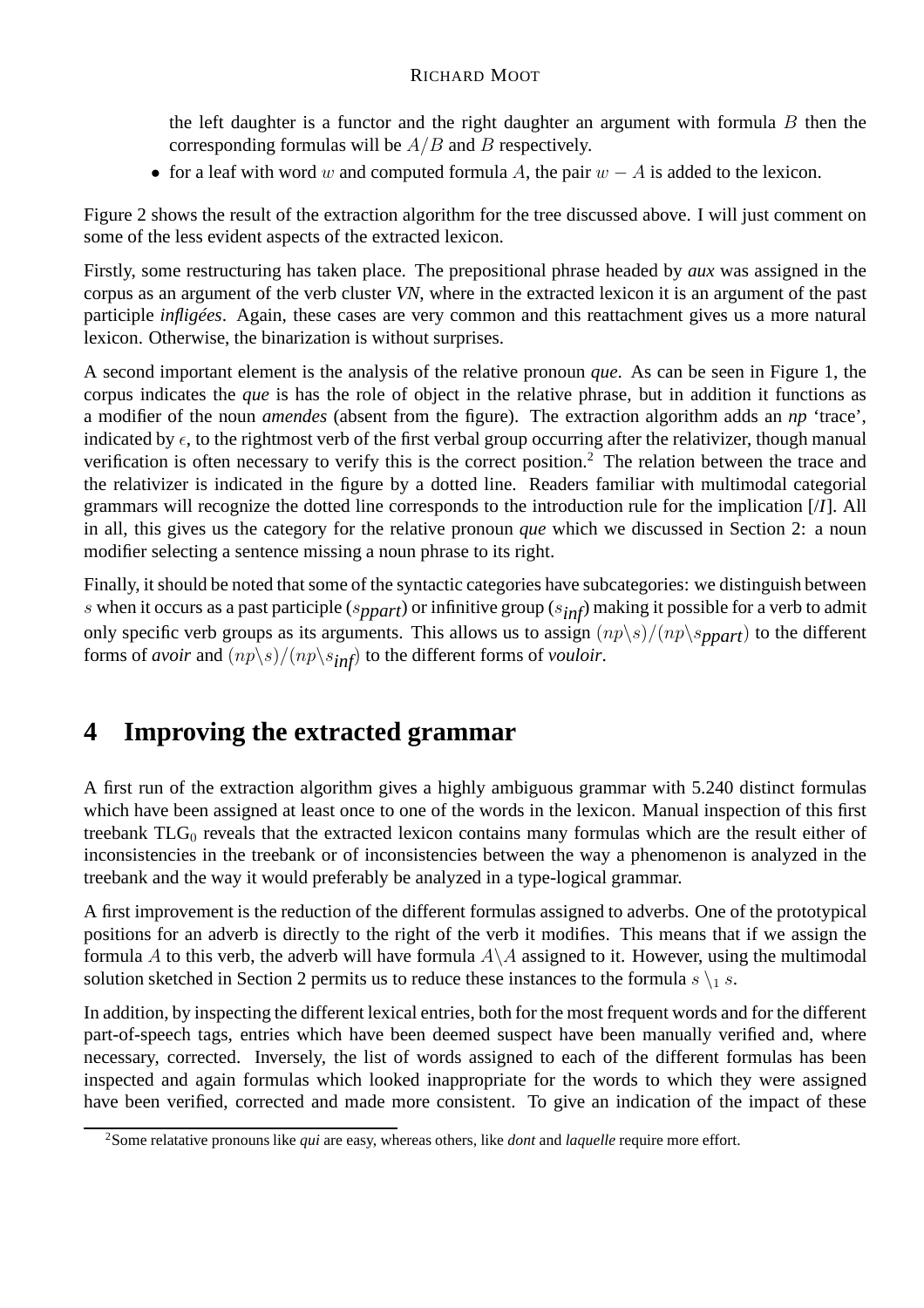the left daughter is a functor and the right daughter an argument with formula $B$ then the corresponding formulas will be $A/B$ and $B$ respectively.

- for a leaf with word $w$ and computed formula $A$, the pair $w - A$ is added to the lexicon.

Figure 2 shows the result of the extraction algorithm for the tree discussed above. I will just comment on some of the less evident aspects of the extracted lexicon.

Firstly, some restructuring has taken place. The prepositional phrase headed by ***aux*** was assigned in the corpus as an argument of the verb cluster ***VN***, where in the extracted lexicon it is an argument of the past participle ***infligées***. Again, these cases are very common and this reattachment gives us a more natural lexicon. Otherwise, the binarization is without surprises.

A second important element is the analysis of the relative pronoun ***que***. As can be seen in Figure 1, the corpus indicates the ***que*** is has the role of object in the relative phrase, but in addition it functions as a modifier of the noun ***amendes*** (absent from the figure). The extraction algorithm adds an ***np*** 'trace', indicated by $\epsilon$, to the rightmost verb of the first verbal group occurring after the relativizer, though manual verification is often necessary to verify this is the correct position.[2] The relation between the trace and the relativizer is indicated in the figure by a dotted line. Readers familiar with multimodal categorial grammars will recognize the dotted line corresponds to the introduction rule for the implication [/*I*]. All in all, this gives us the category for the relative pronoun ***que*** which we discussed in Section 2: a noun modifier selecting a sentence missing a noun phrase to its right.

Finally, it should be noted that some of the syntactic categories have subcategories: we distinguish between $s$ when it occurs as a past participle ($s_{ppart}$) or infinitive group ($s_{inf}$) making it possible for a verb to admit only specific verb groups as its arguments. This allows us to assign $(np\backslash s)/(np\backslash s_{ppart})$ to the different forms of ***avoir*** and $(np\backslash s)/(np\backslash s_{inf})$ to the different forms of ***vouloir***.

# 4 Improving the extracted grammar

A first run of the extraction algorithm gives a highly ambiguous grammar with 5.240 distinct formulas which have been assigned at least once to one of the words in the lexicon. Manual inspection of this first treebank $\text{TLG}_0$ reveals that the extracted lexicon contains many formulas which are the result either of inconsistencies in the treebank or of inconsistencies between the way a phenomenon is analyzed in the treebank and the way it would preferably be analyzed in a type-logical grammar.

A first improvement is the reduction of the different formulas assigned to adverbs. One of the prototypical positions for an adverb is directly to the right of the verb it modifies. This means that if we assign the formula $A$ to this verb, the adverb will have formula $A\backslash A$ assigned to it. However, using the multimodal solution sketched in Section 2 permits us to reduce these instances to the formula $s \backslash_1 s$.

In addition, by inspecting the different lexical entries, both for the most frequent words and for the different part-of-speech tags, entries which have been deemed suspect have been manually verified and, where necessary, corrected. Inversely, the list of words assigned to each of the different formulas has been inspected and again formulas which looked inappropriate for the words to which they were assigned have been verified, corrected and made more consistent. To give an indication of the impact of these

[2] Some relatative pronouns like *qui* are easy, whereas others, like *dont* and *laquelle* require more effort.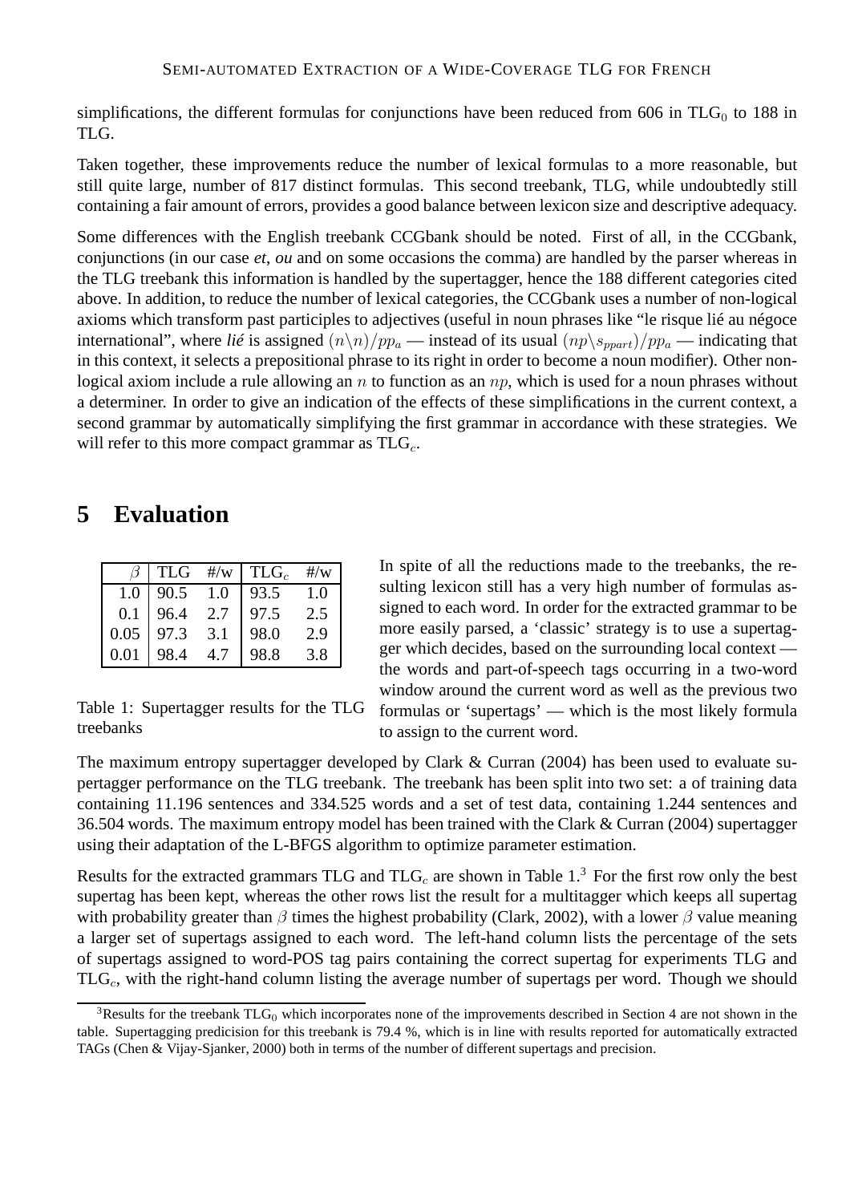simplifications, the different formulas for conjunctions have been reduced from 606 in $\text{TLG}_0$ to 188 in TLG.

Taken together, these improvements reduce the number of lexical formulas to a more reasonable, but still quite large, number of 817 distinct formulas. This second treebank, TLG, while undoubtedly still containing a fair amount of errors, provides a good balance between lexicon size and descriptive adequacy.

Some differences with the English treebank CCGbank should be noted. First of all, in the CCGbank, conjunctions (in our case *et*, *ou* and on some occasions the comma) are handled by the parser whereas in the TLG treebank this information is handled by the supertagger, hence the 188 different categories cited above. In addition, to reduce the number of lexical categories, the CCGbank uses a number of non-logical axioms which transform past participles to adjectives (useful in noun phrases like "le risque lié au négoce international", where *lié* is assigned $(n\backslash n)/pp_a$ — instead of its usual $(np\backslash s_{ppart})/pp_a$ — indicating that in this context, it selects a prepositional phrase to its right in order to become a noun modifier). Other non-logical axiom include a rule allowing an $n$ to function as an $np$, which is used for a noun phrases without a determiner. In order to give an indication of the effects of these simplifications in the current context, a second grammar by automatically simplifying the first grammar in accordance with these strategies. We will refer to this more compact grammar as $\text{TLG}_c$.

# 5 Evaluation

| $\beta$ | TLG | #/w | $\text{TLG}_c$ | #/w |
|---|---|---|---|---|
| 1.0 | 90.5 | 1.0 | 93.5 | 1.0 |
| 0.1 | 96.4 | 2.7 | 97.5 | 2.5 |
| 0.05 | 97.3 | 3.1 | 98.0 | 2.9 |
| 0.01 | 98.4 | 4.7 | 98.8 | 3.8 |

Table 1: Supertagger results for the TLG treebanks

In spite of all the reductions made to the treebanks, the resulting lexicon still has a very high number of formulas assigned to each word. In order for the extracted grammar to be more easily parsed, a 'classic' strategy is to use a supertagger which decides, based on the surrounding local context — the words and part-of-speech tags occurring in a two-word window around the current word as well as the previous two formulas or 'supertags' — which is the most likely formula to assign to the current word.

The maximum entropy supertagger developed by Clark & Curran (2004) has been used to evaluate supertagger performance on the TLG treebank. The treebank has been split into two set: a of training data containing 11.196 sentences and 334.525 words and a set of test data, containing 1.244 sentences and 36.504 words. The maximum entropy model has been trained with the Clark & Curran (2004) supertagger using their adaptation of the L-BFGS algorithm to optimize parameter estimation.

Results for the extracted grammars TLG and $\text{TLG}_c$ are shown in Table 1.[3] For the first row only the best supertag has been kept, whereas the other rows list the result for a multitagger which keeps all supertag with probability greater than $\beta$ times the highest probability (Clark, 2002), with a lower $\beta$ value meaning a larger set of supertags assigned to each word. The left-hand column lists the percentage of the sets of supertags assigned to word-POS tag pairs containing the correct supertag for experiments TLG and $\text{TLG}_c$, with the right-hand column listing the average number of supertags per word. Though we should

[3] Results for the treebank $\text{TLG}_0$ which incorporates none of the improvements described in Section 4 are not shown in the table. Supertagging predicision for this treebank is 79.4 %, which is in line with results reported for automatically extracted TAGs (Chen & Vijay-Sjanker, 2000) both in terms of the number of different supertags and precision.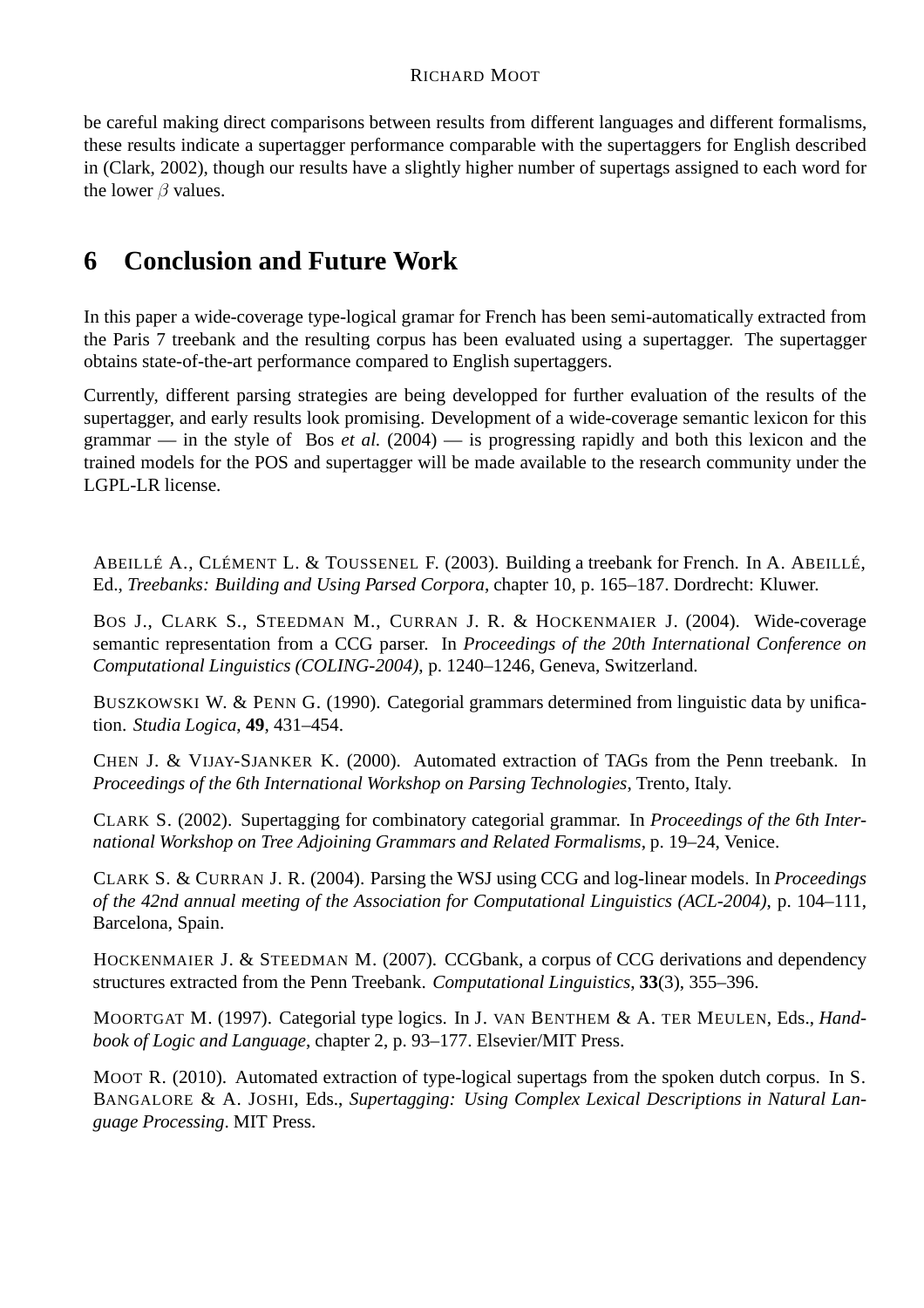be careful making direct comparisons between results from different languages and different formalisms, these results indicate a supertagger performance comparable with the supertaggers for English described in (Clark, 2002), though our results have a slightly higher number of supertags assigned to each word for the lower $\beta$ values.

## 6 Conclusion and Future Work

In this paper a wide-coverage type-logical gramar for French has been semi-automatically extracted from the Paris 7 treebank and the resulting corpus has been evaluated using a supertagger. The supertagger obtains state-of-the-art performance compared to English supertaggers.

Currently, different parsing strategies are being developped for further evaluation of the results of the supertagger, and early results look promising. Development of a wide-coverage semantic lexicon for this grammar — in the style of Bos *et al.* (2004) — is progressing rapidly and both this lexicon and the trained models for the POS and supertagger will be made available to the research community under the LGPL-LR license.

ABEILLÉ A., CLÉMENT L. & TOUSSENEL F. (2003). Building a treebank for French. In A. ABEILLÉ, Ed., *Treebanks: Building and Using Parsed Corpora*, chapter 10, p. 165–187. Dordrecht: Kluwer.

BOS J., CLARK S., STEEDMAN M., CURRAN J. R. & HOCKENMAIER J. (2004). Wide-coverage semantic representation from a CCG parser. In *Proceedings of the 20th International Conference on Computational Linguistics (COLING-2004)*, p. 1240–1246, Geneva, Switzerland.

BUSZKOWSKI W. & PENN G. (1990). Categorial grammars determined from linguistic data by unification. *Studia Logica*, **49**, 431–454.

CHEN J. & VIJAY-SJANKER K. (2000). Automated extraction of TAGs from the Penn treebank. In *Proceedings of the 6th International Workshop on Parsing Technologies*, Trento, Italy.

CLARK S. (2002). Supertagging for combinatory categorial grammar. In *Proceedings of the 6th International Workshop on Tree Adjoining Grammars and Related Formalisms*, p. 19–24, Venice.

CLARK S. & CURRAN J. R. (2004). Parsing the WSJ using CCG and log-linear models. In *Proceedings of the 42nd annual meeting of the Association for Computational Linguistics (ACL-2004)*, p. 104–111, Barcelona, Spain.

HOCKENMAIER J. & STEEDMAN M. (2007). CCGbank, a corpus of CCG derivations and dependency structures extracted from the Penn Treebank. *Computational Linguistics*, **33**(3), 355–396.

MOORTGAT M. (1997). Categorial type logics. In J. VAN BENTHEM & A. TER MEULEN, Eds., *Handbook of Logic and Language*, chapter 2, p. 93–177. Elsevier/MIT Press.

MOOT R. (2010). Automated extraction of type-logical supertags from the spoken dutch corpus. In S. BANGALORE & A. JOSHI, Eds., *Supertagging: Using Complex Lexical Descriptions in Natural Language Processing*. MIT Press.